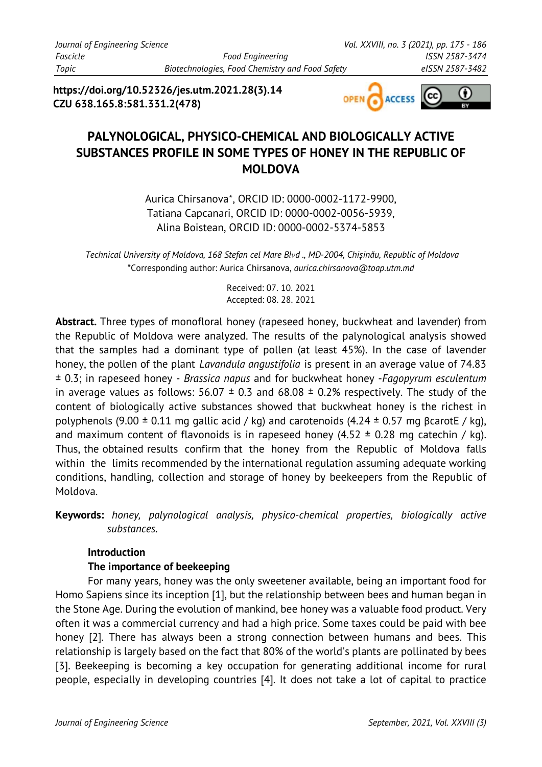**https://doi.org/10.52326/jes.utm.2021.28(3).14**
**CZU 638.165.8:581.331.2(478)**

# PALYNOLOGICAL, PHYSICO-CHEMICAL AND BIOLOGICALLY ACTIVE SUBSTANCES PROFILE IN SOME TYPES OF HONEY IN THE REPUBLIC OF MOLDOVA

Aurica Chirsanova*, ORCID ID: 0000-0002-1172-9900,
Tatiana Capcanari, ORCID ID: 0000-0002-0056-5939,
Alina Boistean, ORCID ID: 0000-0002-5374-5853

*Technical University of Moldova, 168 Stefan cel Mare Blvd., MD-2004, Chișinău, Republic of Moldova*
*Corresponding author: Aurica Chirsanova, *aurica.chirsanova@toap.utm.md*

Received: 07. 10. 2021
Accepted: 08. 28. 2021

**Abstract.** Three types of monofloral honey (rapeseed honey, buckwheat and lavender) from the Republic of Moldova were analyzed. The results of the palynological analysis showed that the samples had a dominant type of pollen (at least 45%). In the case of lavender honey, the pollen of the plant *Lavandula angustifolia* is present in an average value of 74.83 ± 0.3; in rapeseed honey - *Brassica napus* and for buckwheat honey -*Fagopyrum esculentum* in average values as follows: 56.07 ± 0.3 and 68.08 ± 0.2% respectively. The study of the content of biologically active substances showed that buckwheat honey is the richest in polyphenols (9.00 ± 0.11 mg gallic acid / kg) and carotenoids (4.24 ± 0.57 mg βcarotE / kg), and maximum content of flavonoids is in rapeseed honey (4.52 ± 0.28 mg catechin / kg). Thus, the obtained results confirm that the honey from the Republic of Moldova falls within the limits recommended by the international regulation assuming adequate working conditions, handling, collection and storage of honey by beekeepers from the Republic of Moldova.

**Keywords:** *honey, palynological analysis, physico-chemical properties, biologically active substances.*

## Introduction

### The importance of beekeeping

For many years, honey was the only sweetener available, being an important food for Homo Sapiens since its inception [1], but the relationship between bees and human began in the Stone Age. During the evolution of mankind, bee honey was a valuable food product. Very often it was a commercial currency and had a high price. Some taxes could be paid with bee honey [2]. There has always been a strong connection between humans and bees. This relationship is largely based on the fact that 80% of the world's plants are pollinated by bees [3]. Beekeeping is becoming a key occupation for generating additional income for rural people, especially in developing countries [4]. It does not take a lot of capital to practice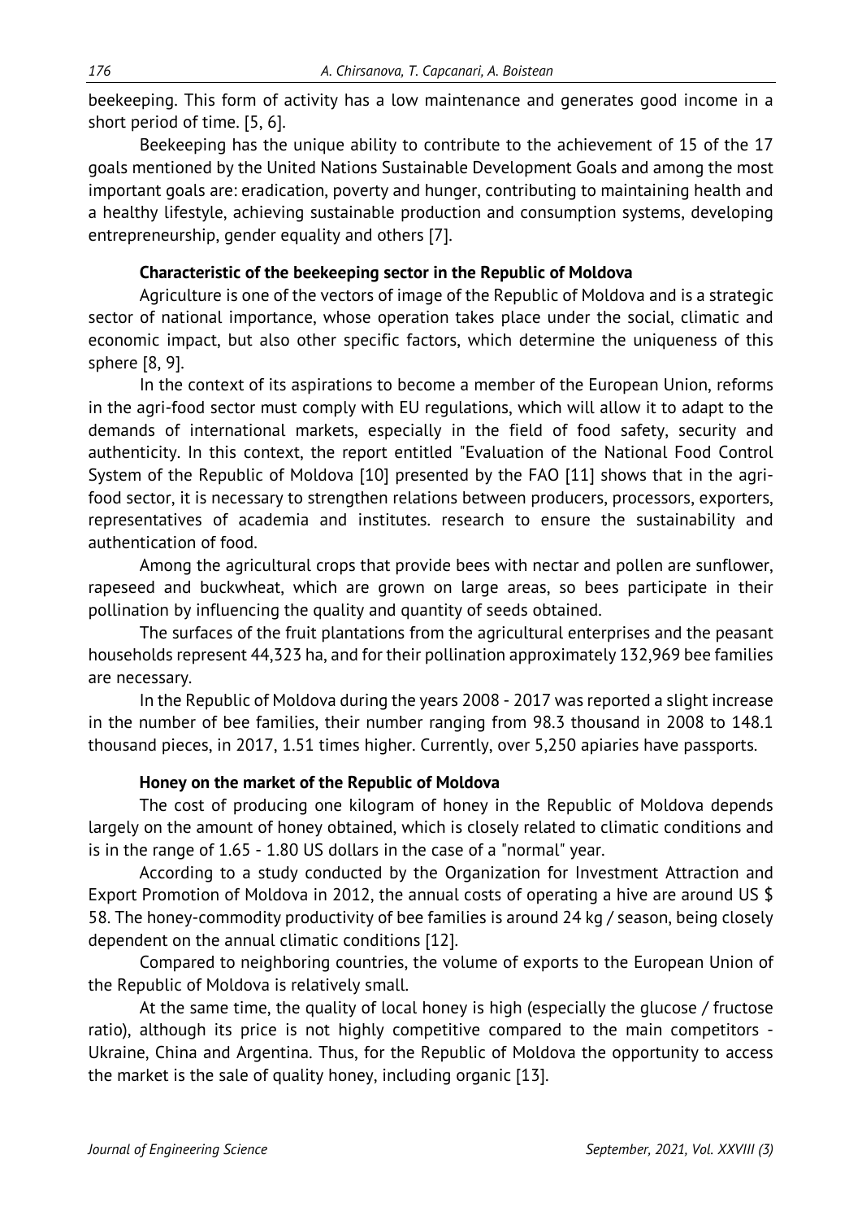beekeeping. This form of activity has a low maintenance and generates good income in a short period of time. [5, 6].

Beekeeping has the unique ability to contribute to the achievement of 15 of the 17 goals mentioned by the United Nations Sustainable Development Goals and among the most important goals are: eradication, poverty and hunger, contributing to maintaining health and a healthy lifestyle, achieving sustainable production and consumption systems, developing entrepreneurship, gender equality and others [7].

### Characteristic of the beekeeping sector in the Republic of Moldova

Agriculture is one of the vectors of image of the Republic of Moldova and is a strategic sector of national importance, whose operation takes place under the social, climatic and economic impact, but also other specific factors, which determine the uniqueness of this sphere [8, 9].

In the context of its aspirations to become a member of the European Union, reforms in the agri-food sector must comply with EU regulations, which will allow it to adapt to the demands of international markets, especially in the field of food safety, security and authenticity. In this context, the report entitled "Evaluation of the National Food Control System of the Republic of Moldova [10] presented by the FAO [11] shows that in the agri-food sector, it is necessary to strengthen relations between producers, processors, exporters, representatives of academia and institutes. research to ensure the sustainability and authentication of food.

Among the agricultural crops that provide bees with nectar and pollen are sunflower, rapeseed and buckwheat, which are grown on large areas, so bees participate in their pollination by influencing the quality and quantity of seeds obtained.

The surfaces of the fruit plantations from the agricultural enterprises and the peasant households represent 44,323 ha, and for their pollination approximately 132,969 bee families are necessary.

In the Republic of Moldova during the years 2008 - 2017 was reported a slight increase in the number of bee families, their number ranging from 98.3 thousand in 2008 to 148.1 thousand pieces, in 2017, 1.51 times higher. Currently, over 5,250 apiaries have passports.

### Honey on the market of the Republic of Moldova

The cost of producing one kilogram of honey in the Republic of Moldova depends largely on the amount of honey obtained, which is closely related to climatic conditions and is in the range of 1.65 - 1.80 US dollars in the case of a "normal" year.

According to a study conducted by the Organization for Investment Attraction and Export Promotion of Moldova in 2012, the annual costs of operating a hive are around US $ 58. The honey-commodity productivity of bee families is around 24 kg / season, being closely dependent on the annual climatic conditions [12].

Compared to neighboring countries, the volume of exports to the European Union of the Republic of Moldova is relatively small.

At the same time, the quality of local honey is high (especially the glucose / fructose ratio), although its price is not highly competitive compared to the main competitors - Ukraine, China and Argentina. Thus, for the Republic of Moldova the opportunity to access the market is the sale of quality honey, including organic [13].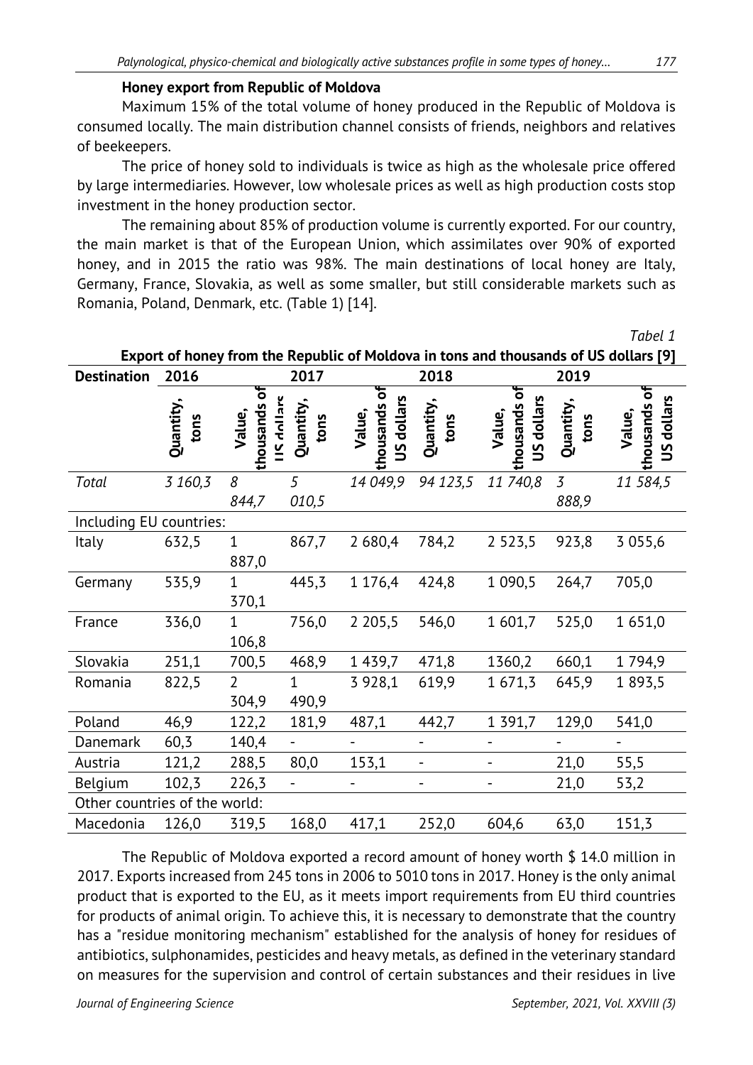### Honey export from Republic of Moldova

Maximum 15% of the total volume of honey produced in the Republic of Moldova is consumed locally. The main distribution channel consists of friends, neighbors and relatives of beekeepers.

The price of honey sold to individuals is twice as high as the wholesale price offered by large intermediaries. However, low wholesale prices as well as high production costs stop investment in the honey production sector.

The remaining about 85% of production volume is currently exported. For our country, the main market is that of the European Union, which assimilates over 90% of exported honey, and in 2015 the ratio was 98%. The main destinations of local honey are Italy, Germany, France, Slovakia, as well as some smaller, but still considerable markets such as Romania, Poland, Denmark, etc. (Table 1) [14].

*Tabel 1*

**Export of honey from the Republic of Moldova in tons and thousands of US dollars [9]**

| Destination | 2016 | | 2017 | | 2018 | | 2019 | |
|---|---|---|---|---|---|---|---|---|
| | Quantity, tons | Value, thousands of US dollars | Quantity, tons | Value, thousands of US dollars | Quantity, tons | Value, thousands of US dollars | Quantity, tons | Value, thousands of US dollars |
| *Total* | *3 160,3* | *8 844,7* | *5 010,5* | *14 049,9* | *94 123,5* | *11 740,8* | *3 888,9* | *11 584,5* |
| Including EU countries: | | | | | | | | |
| Italy | 632,5 | 1 887,0 | 867,7 | 2 680,4 | 784,2 | 2 523,5 | 923,8 | 3 055,6 |
| Germany | 535,9 | 1 370,1 | 445,3 | 1 176,4 | 424,8 | 1 090,5 | 264,7 | 705,0 |
| France | 336,0 | 1 106,8 | 756,0 | 2 205,5 | 546,0 | 1 601,7 | 525,0 | 1 651,0 |
| Slovakia | 251,1 | 700,5 | 468,9 | 1 439,7 | 471,8 | 1360,2 | 660,1 | 1 794,9 |
| Romania | 822,5 | 2 304,9 | 1 490,9 | 3 928,1 | 619,9 | 1 671,3 | 645,9 | 1 893,5 |
| Poland | 46,9 | 122,2 | 181,9 | 487,1 | 442,7 | 1 391,7 | 129,0 | 541,0 |
| Danemark | 60,3 | 140,4 | - | - | - | - | - | - |
| Austria | 121,2 | 288,5 | 80,0 | 153,1 | - | - | 21,0 | 55,5 |
| Belgium | 102,3 | 226,3 | - | - | - | - | 21,0 | 53,2 |
| Other countries of the world: | | | | | | | | |
| Macedonia | 126,0 | 319,5 | 168,0 | 417,1 | 252,0 | 604,6 | 63,0 | 151,3 |

The Republic of Moldova exported a record amount of honey worth $ 14.0 million in 2017. Exports increased from 245 tons in 2006 to 5010 tons in 2017. Honey is the only animal product that is exported to the EU, as it meets import requirements from EU third countries for products of animal origin. To achieve this, it is necessary to demonstrate that the country has a "residue monitoring mechanism" established for the analysis of honey for residues of antibiotics, sulphonamides, pesticides and heavy metals, as defined in the veterinary standard on measures for the supervision and control of certain substances and their residues in live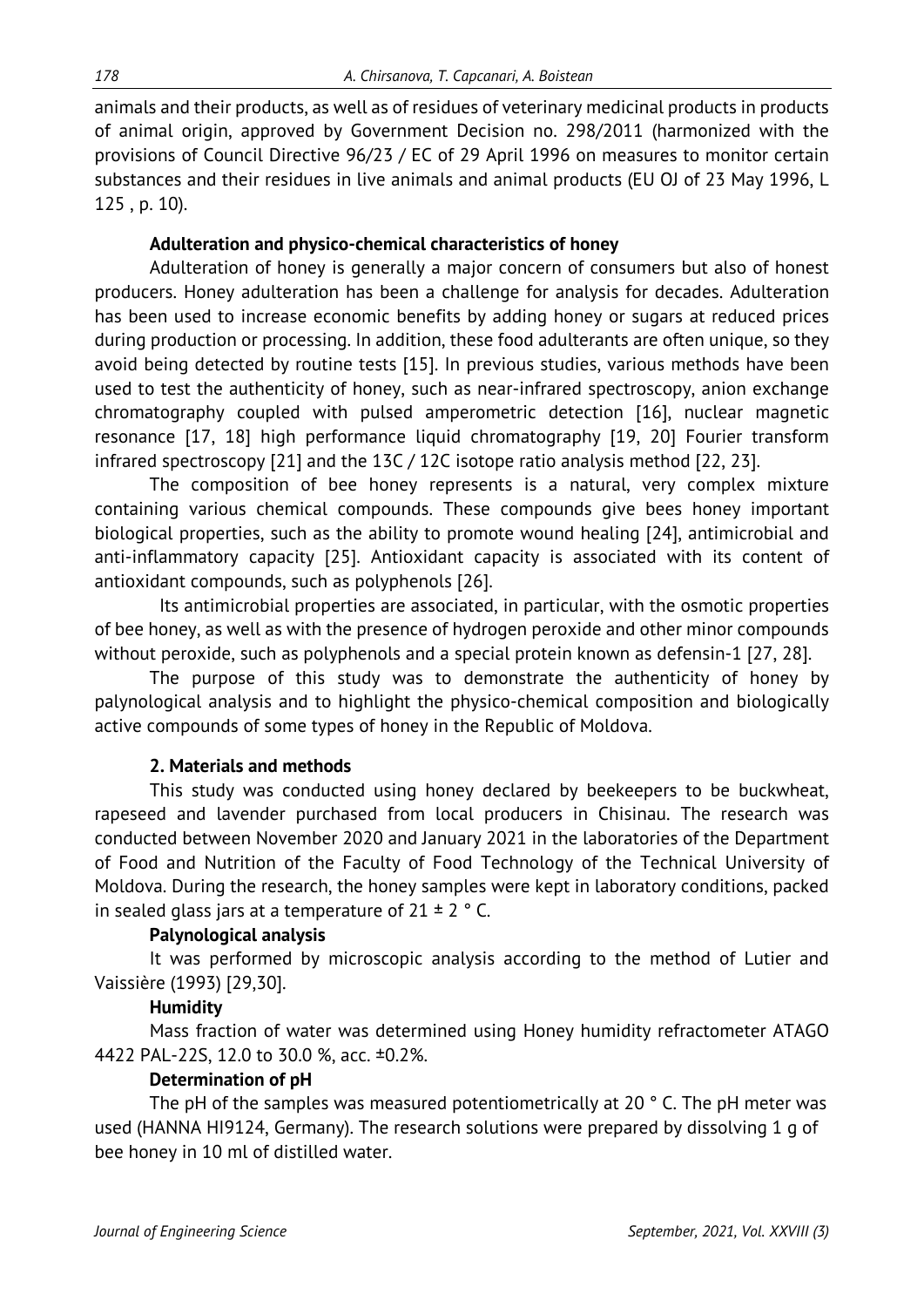animals and their products, as well as of residues of veterinary medicinal products in products of animal origin, approved by Government Decision no. 298/2011 (harmonized with the provisions of Council Directive 96/23 / EC of 29 April 1996 on measures to monitor certain substances and their residues in live animals and animal products (EU OJ of 23 May 1996, L 125 , p. 10).

### Adulteration and physico-chemical characteristics of honey

Adulteration of honey is generally a major concern of consumers but also of honest producers. Honey adulteration has been a challenge for analysis for decades. Adulteration has been used to increase economic benefits by adding honey or sugars at reduced prices during production or processing. In addition, these food adulterants are often unique, so they avoid being detected by routine tests [15]. In previous studies, various methods have been used to test the authenticity of honey, such as near-infrared spectroscopy, anion exchange chromatography coupled with pulsed amperometric detection [16], nuclear magnetic resonance [17, 18] high performance liquid chromatography [19, 20] Fourier transform infrared spectroscopy [21] and the 13C / 12C isotope ratio analysis method [22, 23].

The composition of bee honey represents is a natural, very complex mixture containing various chemical compounds. These compounds give bees honey important biological properties, such as the ability to promote wound healing [24], antimicrobial and anti-inflammatory capacity [25]. Antioxidant capacity is associated with its content of antioxidant compounds, such as polyphenols [26].

Its antimicrobial properties are associated, in particular, with the osmotic properties of bee honey, as well as with the presence of hydrogen peroxide and other minor compounds without peroxide, such as polyphenols and a special protein known as defensin-1 [27, 28].

The purpose of this study was to demonstrate the authenticity of honey by palynological analysis and to highlight the physico-chemical composition and biologically active compounds of some types of honey in the Republic of Moldova.

## 2. Materials and methods

This study was conducted using honey declared by beekeepers to be buckwheat, rapeseed and lavender purchased from local producers in Chisinau. The research was conducted between November 2020 and January 2021 in the laboratories of the Department of Food and Nutrition of the Faculty of Food Technology of the Technical University of Moldova. During the research, the honey samples were kept in laboratory conditions, packed in sealed glass jars at a temperature of 21 ± 2 ° C.

### Palynological analysis

It was performed by microscopic analysis according to the method of Lutier and Vaissière (1993) [29,30].

### Humidity

Mass fraction of water was determined using Honey humidity refractometer ATAGO 4422 PAL-22S, 12.0 to 30.0 %, acc. ±0.2%.

### Determination of pH

The pH of the samples was measured potentiometrically at 20 ° C. The pH meter was used (HANNA HI9124, Germany). The research solutions were prepared by dissolving 1 g of bee honey in 10 ml of distilled water.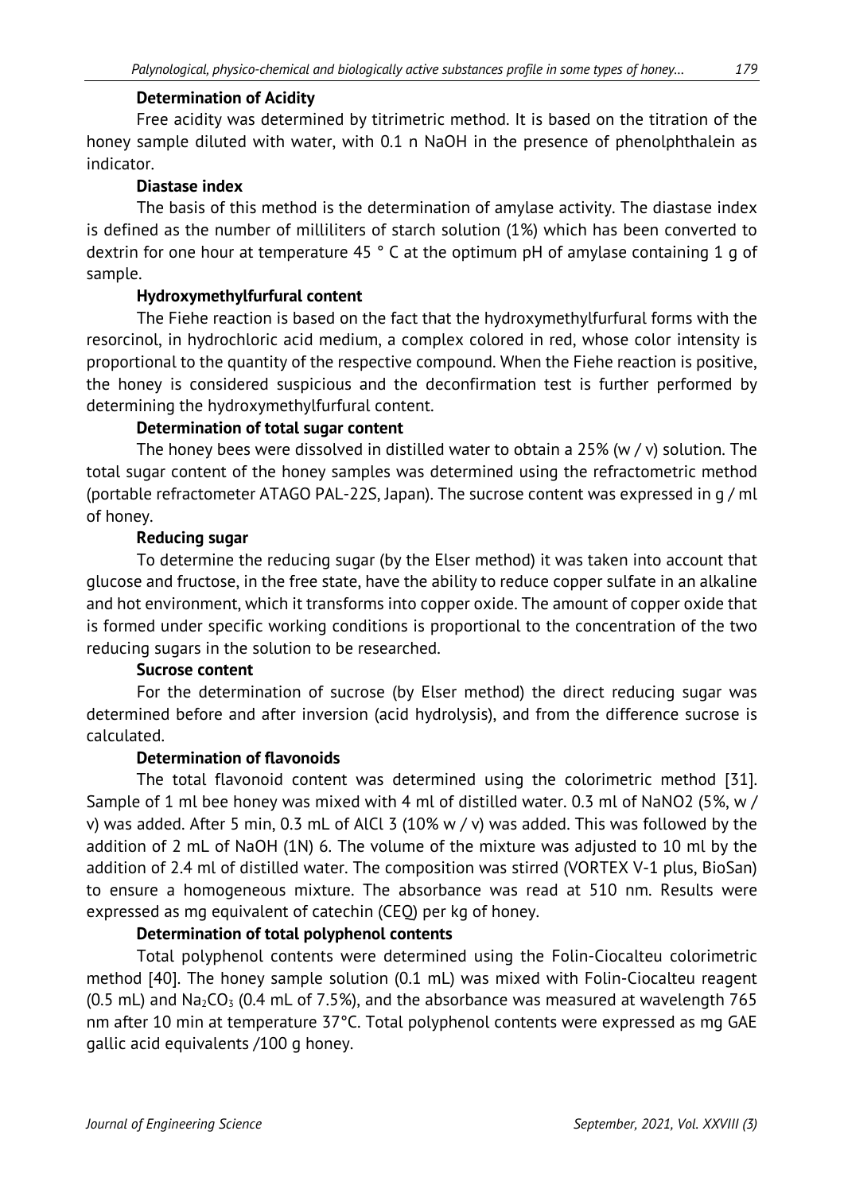**Determination of Acidity**

Free acidity was determined by titrimetric method. It is based on the titration of the honey sample diluted with water, with 0.1 n NaOH in the presence of phenolphthalein as indicator.

**Diastase index**

The basis of this method is the determination of amylase activity. The diastase index is defined as the number of milliliters of starch solution (1%) which has been converted to dextrin for one hour at temperature 45 ° C at the optimum pH of amylase containing 1 g of sample.

**Hydroxymethylfurfural content**

The Fiehe reaction is based on the fact that the hydroxymethylfurfural forms with the resorcinol, in hydrochloric acid medium, a complex colored in red, whose color intensity is proportional to the quantity of the respective compound. When the Fiehe reaction is positive, the honey is considered suspicious and the deconfirmation test is further performed by determining the hydroxymethylfurfural content.

**Determination of total sugar content**

The honey bees were dissolved in distilled water to obtain a 25% (w / v) solution. The total sugar content of the honey samples was determined using the refractometric method (portable refractometer ATAGO PAL-22S, Japan). The sucrose content was expressed in g / ml of honey.

**Reducing sugar**

To determine the reducing sugar (by the Elser method) it was taken into account that glucose and fructose, in the free state, have the ability to reduce copper sulfate in an alkaline and hot environment, which it transforms into copper oxide. The amount of copper oxide that is formed under specific working conditions is proportional to the concentration of the two reducing sugars in the solution to be researched.

**Sucrose content**

For the determination of sucrose (by Elser method) the direct reducing sugar was determined before and after inversion (acid hydrolysis), and from the difference sucrose is calculated.

**Determination of flavonoids**

The total flavonoid content was determined using the colorimetric method [31]. Sample of 1 ml bee honey was mixed with 4 ml of distilled water. 0.3 ml of $NaNO_2$ (5%, w / v) was added. After 5 min, 0.3 mL of $AlCl_3$ (10% w / v) was added. This was followed by the addition of 2 mL of NaOH (1N) 6. The volume of the mixture was adjusted to 10 ml by the addition of 2.4 ml of distilled water. The composition was stirred (VORTEX V-1 plus, BioSan) to ensure a homogeneous mixture. The absorbance was read at 510 nm. Results were expressed as mg equivalent of catechin (CEQ) per kg of honey.

**Determination of total polyphenol contents**

Total polyphenol contents were determined using the Folin-Ciocalteu colorimetric method [40]. The honey sample solution (0.1 mL) was mixed with Folin-Ciocalteu reagent (0.5 mL) and $Na_2CO_3$ (0.4 mL of 7.5%), and the absorbance was measured at wavelength 765 nm after 10 min at temperature 37°C. Total polyphenol contents were expressed as mg GAE gallic acid equivalents /100 g honey.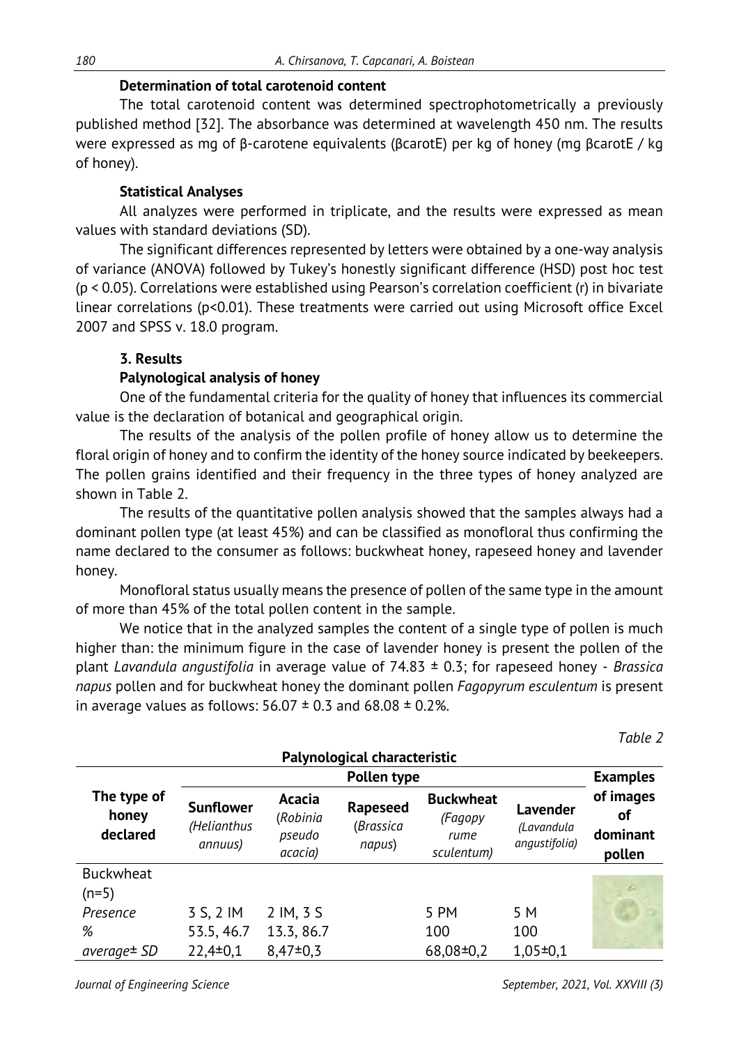**Determination of total carotenoid content**

The total carotenoid content was determined spectrophotometrically a previously published method [32]. The absorbance was determined at wavelength 450 nm. The results were expressed as mg of β-carotene equivalents (βcarotE) per kg of honey (mg βcarotE / kg of honey).

**Statistical Analyses**

All analyzes were performed in triplicate, and the results were expressed as mean values with standard deviations (SD).

The significant differences represented by letters were obtained by a one-way analysis of variance (ANOVA) followed by Tukey's honestly significant difference (HSD) post hoc test ($p < 0.05$). Correlations were established using Pearson's correlation coefficient (r) in bivariate linear correlations ($p<0.01$). These treatments were carried out using Microsoft office Excel 2007 and SPSS v. 18.0 program.

## 3. Results

**Palynological analysis of honey**

One of the fundamental criteria for the quality of honey that influences its commercial value is the declaration of botanical and geographical origin.

The results of the analysis of the pollen profile of honey allow us to determine the floral origin of honey and to confirm the identity of the honey source indicated by beekeepers. The pollen grains identified and their frequency in the three types of honey analyzed are shown in Table 2.

The results of the quantitative pollen analysis showed that the samples always had a dominant pollen type (at least 45%) and can be classified as monofloral thus confirming the name declared to the consumer as follows: buckwheat honey, rapeseed honey and lavender honey.

Monofloral status usually means the presence of pollen of the same type in the amount of more than 45% of the total pollen content in the sample.

We notice that in the analyzed samples the content of a single type of pollen is much higher than: the minimum figure in the case of lavender honey is present the pollen of the plant *Lavandula angustifolia* in average value of 74.83 ± 0.3; for rapeseed honey - *Brassica napus* pollen and for buckwheat honey the dominant pollen *Fagopyrum esculentum* is present in average values as follows: 56.07 ± 0.3 and 68.08 ± 0.2%.

*Table 2*

**Palynological characteristic**

| The type of honey declared | Pollen type | | | | | Examples of images of dominant pollen |
|---|---|---|---|---|---|---|
| | **Sunflower** *(Helianthus annuus)* | **Acacia** (*Robinia pseudo acacia)* | **Rapeseed** (*Brassica napus*) | **Buckwheat** *(Fagopy rume sculentum)* | **Lavender** *(Lavandula angustifolia)* | |
| Buckwheat (n=5) | | | | | | |
| *Presence* | 3 S, 2 IM | 2 IM, 3 S | | 5 PM | 5 M | |
| *%* | 53.5, 46.7 | 13.3, 86.7 | | 100 | 100 | |
| *average± SD* | 22,4±0,1 | 8,47±0,3 | | 68,08±0,2 | 1,05±0,1 | |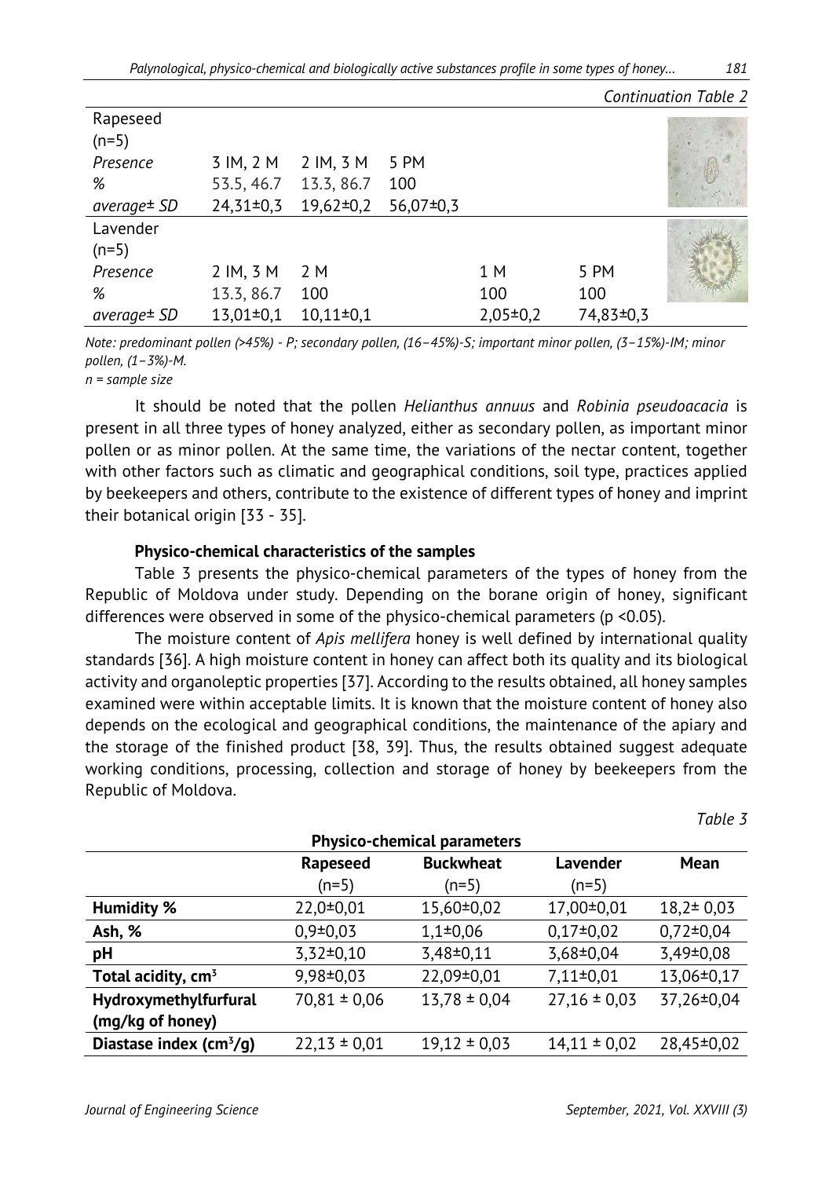*Continuation Table 2*

| | | | | | |
|---|---|---|---|---|---|
| Rapeseed (n=5) | | | | | |
| *Presence* | 3 IM, 2 M | 2 IM, 3 M | 5 PM | | |
| *%* | 53.5, 46.7 | 13.3, 86.7 | 100 | | |
| *average± SD* | 24,31±0,3 | 19,62±0,2 | 56,07±0,3 | | |
| Lavender (n=5) | | | | | |
| *Presence* | 2 IM, 3 M | 2 M | | 1 M | 5 PM |
| *%* | 13.3, 86.7 | 100 | | 100 | 100 |
| *average± SD* | 13,01±0,1 | 10,11±0,1 | | 2,05±0,2 | 74,83±0,3 |

*Note: predominant pollen (>45%) - P; secondary pollen, (16–45%)-S; important minor pollen, (3–15%)-IM; minor pollen, (1–3%)-M.*
*n = sample size*

It should be noted that the pollen *Helianthus annuus* and *Robinia pseudoacacia* is present in all three types of honey analyzed, either as secondary pollen, as important minor pollen or as minor pollen. At the same time, the variations of the nectar content, together with other factors such as climatic and geographical conditions, soil type, practices applied by beekeepers and others, contribute to the existence of different types of honey and imprint their botanical origin [33 - 35].

### Physico-chemical characteristics of the samples

Table 3 presents the physico-chemical parameters of the types of honey from the Republic of Moldova under study. Depending on the borane origin of honey, significant differences were observed in some of the physico-chemical parameters ($p < 0.05$).

The moisture content of *Apis mellifera* honey is well defined by international quality standards [36]. A high moisture content in honey can affect both its quality and its biological activity and organoleptic properties [37]. According to the results obtained, all honey samples examined were within acceptable limits. It is known that the moisture content of honey also depends on the ecological and geographical conditions, the maintenance of the apiary and the storage of the finished product [38, 39]. Thus, the results obtained suggest adequate working conditions, processing, collection and storage of honey by beekeepers from the Republic of Moldova.

*Table 3*

**Physico-chemical parameters**

| | Rapeseed (n=5) | Buckwheat (n=5) | Lavender (n=5) | Mean |
|---|---|---|---|---|
| **Humidity %** | 22,0±0,01 | 15,60±0,02 | 17,00±0,01 | 18,2± 0,03 |
| **Ash, %** | 0,9±0,03 | 1,1±0,06 | 0,17±0,02 | 0,72±0,04 |
| **pH** | 3,32±0,10 | 3,48±0,11 | 3,68±0,04 | 3,49±0,08 |
| **Total acidity, $cm^3$** | 9,98±0,03 | 22,09±0,01 | 7,11±0,01 | 13,06±0,17 |
| **Hydroxymethylfurfural (mg/kg of honey)** | 70,81 ± 0,06 | 13,78 ± 0,04 | 27,16 ± 0,03 | 37,26±0,04 |
| **Diastase index ($cm^3$/g)** | 22,13 ± 0,01 | 19,12 ± 0,03 | 14,11 ± 0,02 | 28,45±0,02 |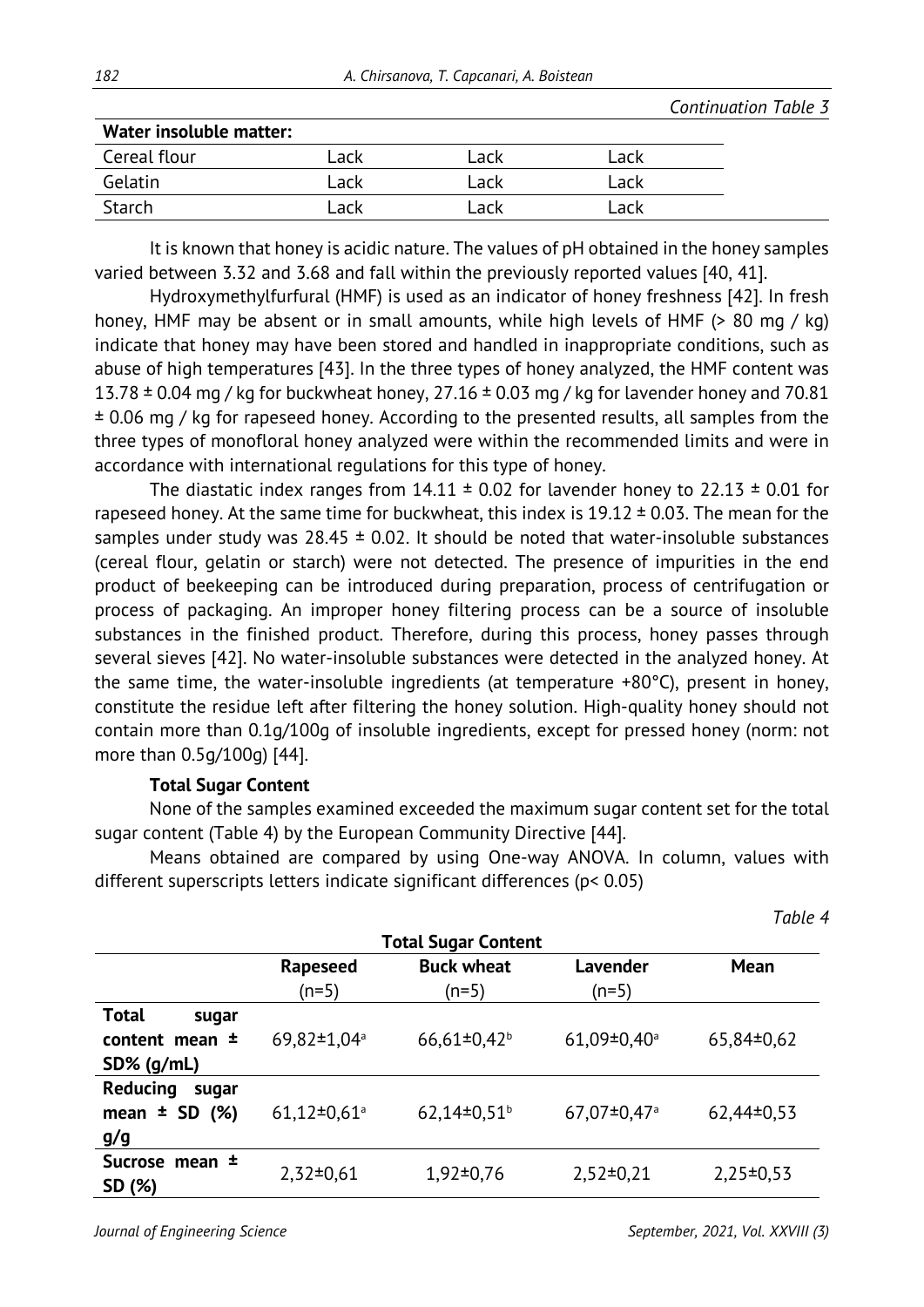*Continuation Table 3*

| Water insoluble matter: | | | |
|---|---|---|---|
| Cereal flour | Lack | Lack | Lack |
| Gelatin | Lack | Lack | Lack |
| Starch | Lack | Lack | Lack |

It is known that honey is acidic nature. The values of pH obtained in the honey samples varied between 3.32 and 3.68 and fall within the previously reported values [40, 41].

Hydroxymethylfurfural (HMF) is used as an indicator of honey freshness [42]. In fresh honey, HMF may be absent or in small amounts, while high levels of HMF (> 80 mg / kg) indicate that honey may have been stored and handled in inappropriate conditions, such as abuse of high temperatures [43]. In the three types of honey analyzed, the HMF content was 13.78 ± 0.04 mg / kg for buckwheat honey, 27.16 ± 0.03 mg / kg for lavender honey and 70.81 ± 0.06 mg / kg for rapeseed honey. According to the presented results, all samples from the three types of monofloral honey analyzed were within the recommended limits and were in accordance with international regulations for this type of honey.

The diastatic index ranges from 14.11 ± 0.02 for lavender honey to 22.13 ± 0.01 for rapeseed honey. At the same time for buckwheat, this index is 19.12 ± 0.03. The mean for the samples under study was 28.45 ± 0.02. It should be noted that water-insoluble substances (cereal flour, gelatin or starch) were not detected. The presence of impurities in the end product of beekeeping can be introduced during preparation, process of centrifugation or process of packaging. An improper honey filtering process can be a source of insoluble substances in the finished product. Therefore, during this process, honey passes through several sieves [42]. No water-insoluble substances were detected in the analyzed honey. At the same time, the water-insoluble ingredients (at temperature +80°C), present in honey, constitute the residue left after filtering the honey solution. High-quality honey should not contain more than 0.1g/100g of insoluble ingredients, except for pressed honey (norm: not more than 0.5g/100g) [44].

**Total Sugar Content**

None of the samples examined exceeded the maximum sugar content set for the total sugar content (Table 4) by the European Community Directive [44].

Means obtained are compared by using One-way ANOVA. In column, values with different superscripts letters indicate significant differences ($p < 0.05$)

*Table 4*

**Total Sugar Content**

| | Rapeseed (n=5) | Buck wheat (n=5) | Lavender (n=5) | Mean |
|---|---|---|---|---|
| **Total sugar content mean ± SD% (g/mL)** | 69,82±1,04[a] | 66,61±0,42[b] | 61,09±0,40[a] | 65,84±0,62 |
| **Reducing sugar mean ± SD (%) g/g** | 61,12±0,61[a] | 62,14±0,51[b] | 67,07±0,47[a] | 62,44±0,53 |
| **Sucrose mean ± SD (%)** | 2,32±0,61 | 1,92±0,76 | 2,52±0,21 | 2,25±0,53 |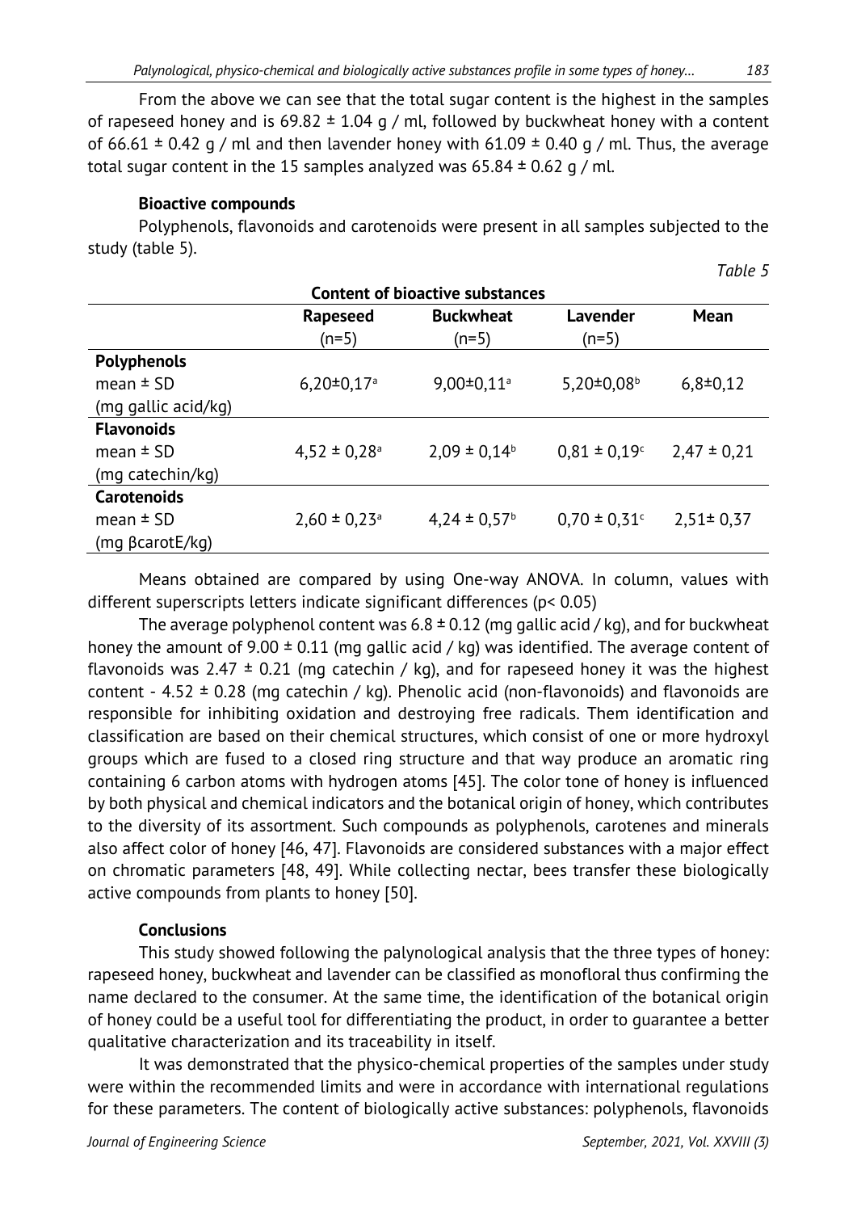From the above we can see that the total sugar content is the highest in the samples of rapeseed honey and is 69.82 ± 1.04 g / ml, followed by buckwheat honey with a content of 66.61 ± 0.42 g / ml and then lavender honey with 61.09 ± 0.40 g / ml. Thus, the average total sugar content in the 15 samples analyzed was 65.84 ± 0.62 g / ml.

### Bioactive compounds

Polyphenols, flavonoids and carotenoids were present in all samples subjected to the study (table 5).

*Table 5*

**Content of bioactive substances**

| | Rapeseed (n=5) | Buckwheat (n=5) | Lavender (n=5) | Mean |
|---|---|---|---|---|
| **Polyphenols** mean ± SD (mg gallic acid/kg) | 6,20±0,17[a] | 9,00±0,11[a] | 5,20±0,08[b] | 6,8±0,12 |
| **Flavonoids** mean ± SD (mg catechin/kg) | 4,52 ± 0,28[a] | 2,09 ± 0,14[b] | 0,81 ± 0,19[c] | 2,47 ± 0,21 |
| **Carotenoids** mean ± SD (mg βcarotE/kg) | 2,60 ± 0,23[a] | 4,24 ± 0,57[b] | 0,70 ± 0,31[c] | 2,51± 0,37 |

Means obtained are compared by using One-way ANOVA. In column, values with different superscripts letters indicate significant differences ($p < 0.05$)

The average polyphenol content was 6.8 ± 0.12 (mg gallic acid / kg), and for buckwheat honey the amount of 9.00 ± 0.11 (mg gallic acid / kg) was identified. The average content of flavonoids was 2.47 ± 0.21 (mg catechin / kg), and for rapeseed honey it was the highest content - 4.52 ± 0.28 (mg catechin / kg). Phenolic acid (non-flavonoids) and flavonoids are responsible for inhibiting oxidation and destroying free radicals. Them identification and classification are based on their chemical structures, which consist of one or more hydroxyl groups which are fused to a closed ring structure and that way produce an aromatic ring containing 6 carbon atoms with hydrogen atoms [45]. The color tone of honey is influenced by both physical and chemical indicators and the botanical origin of honey, which contributes to the diversity of its assortment. Such compounds as polyphenols, carotenes and minerals also affect color of honey [46, 47]. Flavonoids are considered substances with a major effect on chromatic parameters [48, 49]. While collecting nectar, bees transfer these biologically active compounds from plants to honey [50].

### Conclusions

This study showed following the palynological analysis that the three types of honey: rapeseed honey, buckwheat and lavender can be classified as monofloral thus confirming the name declared to the consumer. At the same time, the identification of the botanical origin of honey could be a useful tool for differentiating the product, in order to guarantee a better qualitative characterization and its traceability in itself.

It was demonstrated that the physico-chemical properties of the samples under study were within the recommended limits and were in accordance with international regulations for these parameters. The content of biologically active substances: polyphenols, flavonoids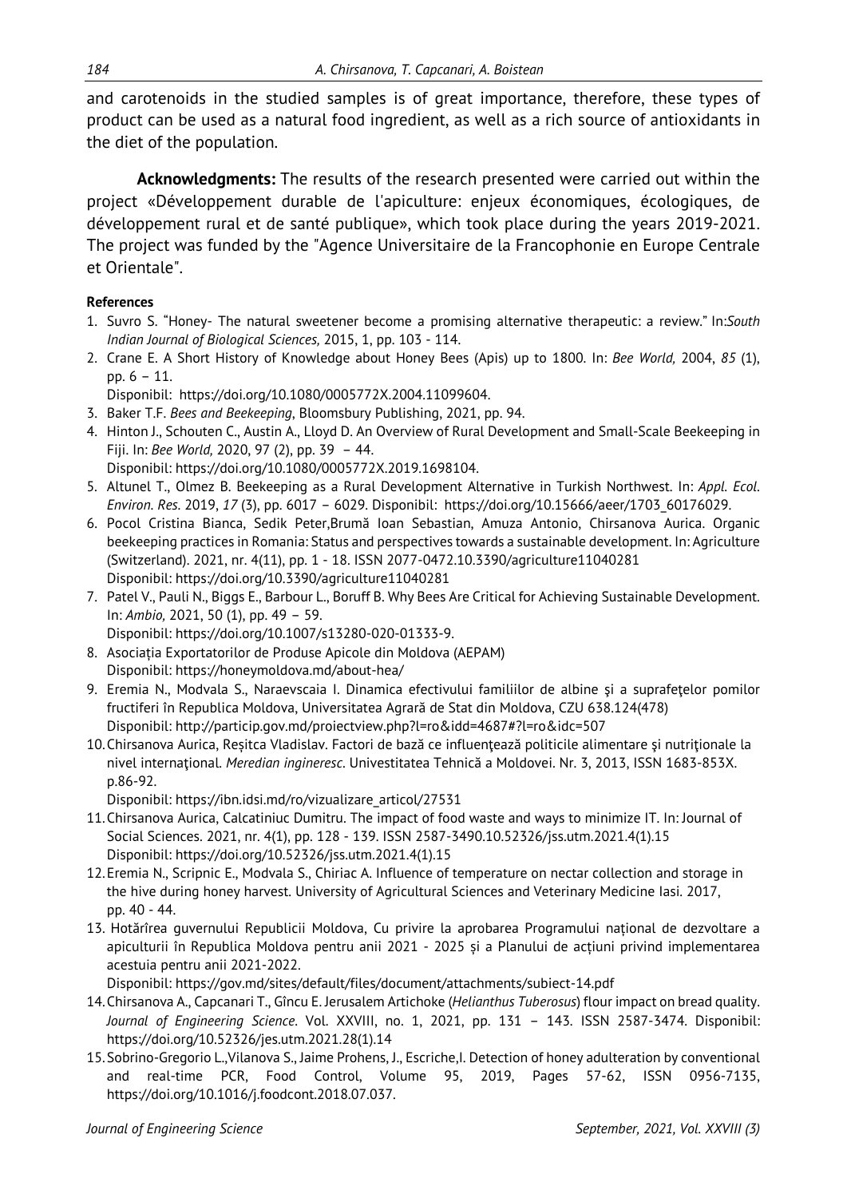and carotenoids in the studied samples is of great importance, therefore, these types of product can be used as a natural food ingredient, as well as a rich source of antioxidants in the diet of the population.

**Acknowledgments:** The results of the research presented were carried out within the project «Développement durable de l'apiculture: enjeux économiques, écologiques, de développement rural et de santé publique», which took place during the years 2019-2021. The project was funded by the "Agence Universitaire de la Francophonie en Europe Centrale et Orientale".

**References**

1. Suvro S. "Honey- The natural sweetener become a promising alternative therapeutic: a review." In:*South Indian Journal of Biological Sciences,* 2015, 1, pp. 103 - 114.
2. Crane E. A Short History of Knowledge about Honey Bees (Apis) up to 1800. In: *Bee World,* 2004, *85* (1), pp. 6 – 11.
   Disponibil: https://doi.org/10.1080/0005772X.2004.11099604.
3. Baker T.F. *Bees and Beekeeping*, Bloomsbury Publishing, 2021, pp. 94.
4. Hinton J., Schouten C., Austin A., Lloyd D. An Overview of Rural Development and Small-Scale Beekeeping in Fiji. In: *Bee World,* 2020, 97 (2), pp. 39 – 44.
   Disponibil: https://doi.org/10.1080/0005772X.2019.1698104.
5. Altunel T., Olmez B. Beekeeping as a Rural Development Alternative in Turkish Northwest. In: *Appl. Ecol. Environ. Res.* 2019, *17* (3), pp. 6017 – 6029. Disponibil: https://doi.org/10.15666/aeer/1703_60176029.
6. Pocol Cristina Bianca, Sedik Peter,Brumă Ioan Sebastian, Amuza Antonio, Chirsanova Aurica. Organic beekeeping practices in Romania: Status and perspectives towards a sustainable development. In: Agriculture (Switzerland). 2021, nr. 4(11), pp. 1 - 18. ISSN 2077-0472.10.3390/agriculture11040281
   Disponibil: https://doi.org/10.3390/agriculture11040281
7. Patel V., Pauli N., Biggs E., Barbour L., Boruff B. Why Bees Are Critical for Achieving Sustainable Development. In: *Ambio,* 2021, 50 (1), pp. 49 – 59.
   Disponibil: https://doi.org/10.1007/s13280-020-01333-9.
8. Asociația Exportatorilor de Produse Apicole din Moldova (AEPAM)
   Disponibil: https://honeymoldova.md/about-hea/
9. Eremia N., Modvala S., Naraevscaia I. Dinamica efectivului familiilor de albine şi a suprafeţelor pomilor fructiferi în Republica Moldova, Universitatea Agrară de Stat din Moldova, CZU 638.124(478)
   Disponibil: http://particip.gov.md/proiectview.php?l=ro&idd=4687#?l=ro&idc=507
10. Chirsanova Aurica, Reșitca Vladislav. Factori de bază ce influenţează politicile alimentare şi nutriţionale la nivel internaţional. *Meredian inginerесс.* Univestitatea Tehnică a Moldovei. Nr. 3, 2013, ISSN 1683-853X. p.86-92.
    Disponibil: https://ibn.idsi.md/ro/vizualizare_articol/27531
11. Chirsanova Aurica, Calcatiniuc Dumitru. The impact of food waste and ways to minimize IT. In: Journal of Social Sciences. 2021, nr. 4(1), pp. 128 - 139. ISSN 2587-3490.10.52326/jss.utm.2021.4(1).15
    Disponibil: https://doi.org/10.52326/jss.utm.2021.4(1).15
12. Eremia N., Scripnic E., Modvala S., Chiriac A. Influence of temperature on nectar collection and storage in the hive during honey harvest. University of Agricultural Sciences and Veterinary Medicine Iasi. 2017, pp. 40 - 44.
13. Hotărîrea guvernului Republicii Moldova, Cu privire la aprobarea Programului național de dezvoltare a apiculturii în Republica Moldova pentru anii 2021 - 2025 și a Planului de acțiuni privind implementarea acestuia pentru anii 2021-2022.
    Disponibil: https://gov.md/sites/default/files/document/attachments/subiect-14.pdf
14. Chirsanova A., Capcanari T., Gîncu E. Jerusalem Artichoke (*Helianthus Tuberosus*) flour impact on bread quality. *Journal of Engineering Science*. Vol. XXVIII, no. 1, 2021, pp. 131 – 143. ISSN 2587-3474. Disponibil: https://doi.org/10.52326/jes.utm.2021.28(1).14
15. Sobrino-Gregorio L.,Vilanova S., Jaime Prohens, J., Escriche,I. Detection of honey adulteration by conventional and real-time PCR, Food Control, Volume 95, 2019, Pages 57-62, ISSN 0956-7135, https://doi.org/10.1016/j.foodcont.2018.07.037.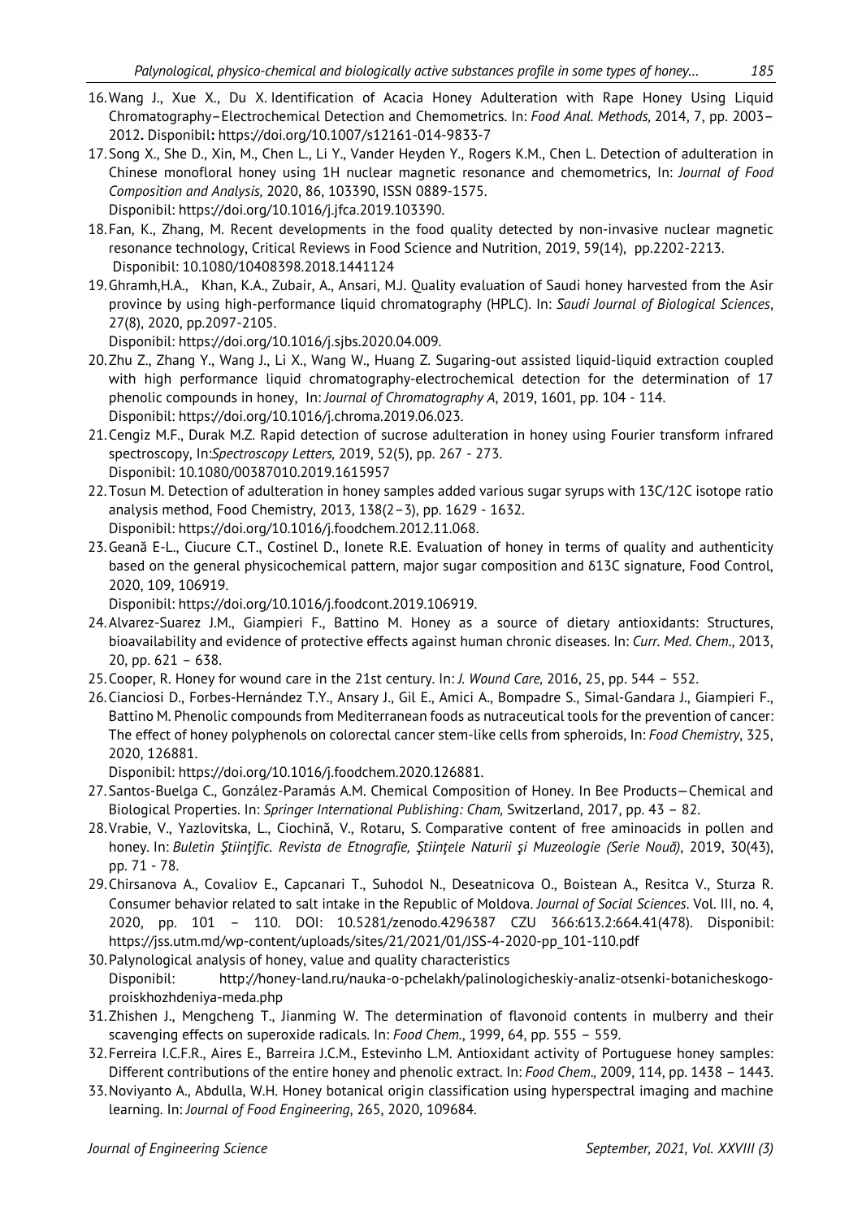16. Wang J., Xue X., Du X. Identification of Acacia Honey Adulteration with Rape Honey Using Liquid Chromatography–Electrochemical Detection and Chemometrics. In: *Food Anal. Methods,* 2014, 7, pp. 2003–2012. Disponibil: https://doi.org/10.1007/s12161-014-9833-7
17. Song X., She D., Xin, M., Chen L., Li Y., Vander Heyden Y., Rogers K.M., Chen L. Detection of adulteration in Chinese monofloral honey using 1H nuclear magnetic resonance and chemometrics, In: *Journal of Food Composition and Analysis,* 2020, 86, 103390, ISSN 0889-1575. Disponibil: https://doi.org/10.1016/j.jfca.2019.103390.
18. Fan, K., Zhang, M. Recent developments in the food quality detected by non-invasive nuclear magnetic resonance technology, Critical Reviews in Food Science and Nutrition, 2019, 59(14), pp.2202-2213. Disponibil: 10.1080/10408398.2018.1441124
19. Ghramh,H.A., Khan, K.A., Zubair, A., Ansari, M.J. Quality evaluation of Saudi honey harvested from the Asir province by using high-performance liquid chromatography (HPLC). In: *Saudi Journal of Biological Sciences*, 27(8), 2020, pp.2097-2105. Disponibil: https://doi.org/10.1016/j.sjbs.2020.04.009.
20. Zhu Z., Zhang Y., Wang J., Li X., Wang W., Huang Z. Sugaring-out assisted liquid-liquid extraction coupled with high performance liquid chromatography-electrochemical detection for the determination of 17 phenolic compounds in honey, In: *Journal of Chromatography A*, 2019, 1601, pp. 104 - 114. Disponibil: https://doi.org/10.1016/j.chroma.2019.06.023.
21. Cengiz M.F., Durak M.Z. Rapid detection of sucrose adulteration in honey using Fourier transform infrared spectroscopy, In:*Spectroscopy Letters,* 2019, 52(5), pp. 267 - 273. Disponibil: 10.1080/00387010.2019.1615957
22. Tosun M. Detection of adulteration in honey samples added various sugar syrups with 13C/12C isotope ratio analysis method, Food Chemistry, 2013, 138(2–3), pp. 1629 - 1632. Disponibil: https://doi.org/10.1016/j.foodchem.2012.11.068.
23. Geană E-L., Ciucure C.T., Costinel D., Ionete R.E. Evaluation of honey in terms of quality and authenticity based on the general physicochemical pattern, major sugar composition and δ13C signature, Food Control, 2020, 109, 106919. Disponibil: https://doi.org/10.1016/j.foodcont.2019.106919.
24. Alvarez-Suarez J.M., Giampieri F., Battino M. Honey as a source of dietary antioxidants: Structures, bioavailability and evidence of protective effects against human chronic diseases. In: *Curr. Med. Chem*., 2013, 20, pp. 621 – 638.
25. Cooper, R. Honey for wound care in the 21st century. In: *J. Wound Care,* 2016, 25, pp. 544 – 552.
26. Cianciosi D., Forbes-Hernández T.Y., Ansary J., Gil E., Amici A., Bompadre S., Simal-Gandara J., Giampieri F., Battino M. Phenolic compounds from Mediterranean foods as nutraceutical tools for the prevention of cancer: The effect of honey polyphenols on colorectal cancer stem-like cells from spheroids, In: *Food Chemistry*, 325, 2020, 126881. Disponibil: https://doi.org/10.1016/j.foodchem.2020.126881.
27. Santos-Buelga C., González-Paramás A.M. Chemical Composition of Honey. In Bee Products—Chemical and Biological Properties. In: *Springer International Publishing: Cham,* Switzerland, 2017, pp. 43 – 82.
28. Vrabie, V., Yazlovitska, L., Ciochină, V., Rotaru, S. Comparative content of free aminoacids in pollen and honey. In: *Buletin Ştiinţific. Revista de Etnografie, Ştiinţele Naturii şi Muzeologie (Serie Nouă)*, 2019, 30(43), pp. 71 - 78.
29. Chirsanova A., Covaliov E., Capcanari T., Suhodol N., Deseatnicova O., Boistean A., Resitca V., Sturza R. Consumer behavior related to salt intake in the Republic of Moldova. *Journal of Social Sciences*. Vol. III, no. 4, 2020, pp. 101 – 110. DOI: 10.5281/zenodo.4296387 CZU 366:613.2:664.41(478). Disponibil: https://jss.utm.md/wp-content/uploads/sites/21/2021/01/JSS-4-2020-pp_101-110.pdf
30. Palynological analysis of honey, value and quality characteristics Disponibil: http://honey-land.ru/nauka-o-pchelakh/palinologicheskiy-analiz-otsenki-botanicheskogo-proiskhozhdeniya-meda.php
31. Zhishen J., Mengcheng T., Jianming W. The determination of flavonoid contents in mulberry and their scavenging effects on superoxide radicals. In: *Food Chem*., 1999, 64, pp. 555 – 559.
32. Ferreira I.C.F.R., Aires E., Barreira J.C.M., Estevinho L.M. Antioxidant activity of Portuguese honey samples: Different contributions of the entire honey and phenolic extract. In: *Food Chem.,* 2009, 114, pp. 1438 – 1443.
33. Noviyanto A., Abdulla, W.H. Honey botanical origin classification using hyperspectral imaging and machine learning. In: *Journal of Food Engineering*, 265, 2020, 109684.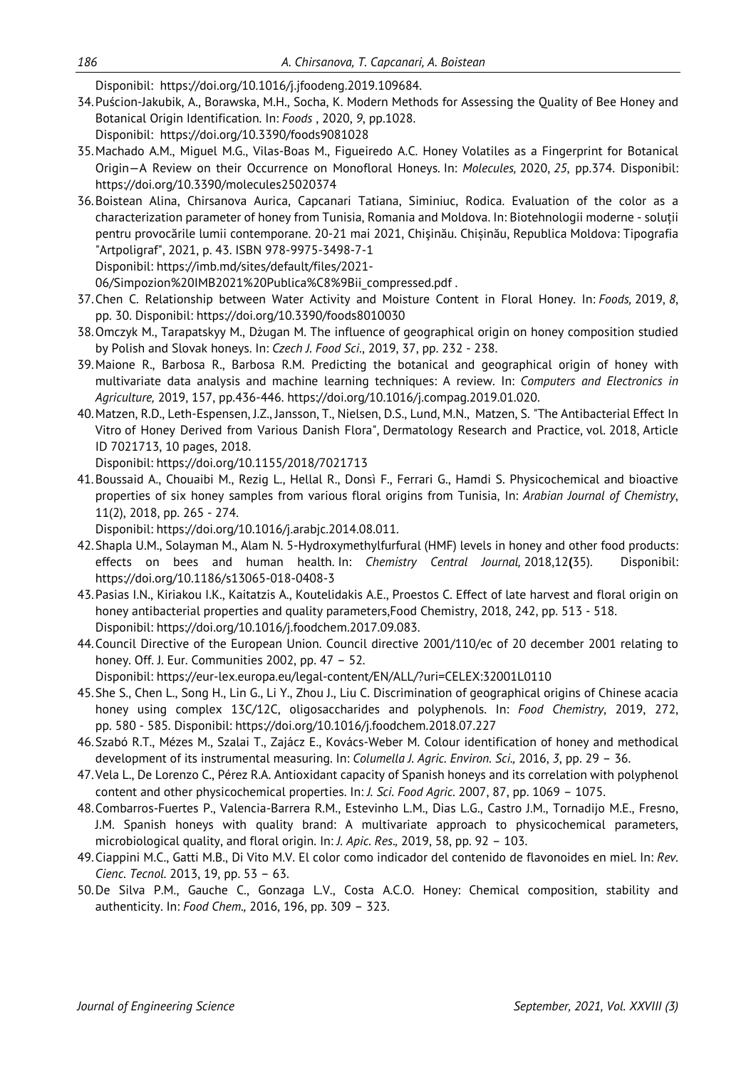Disponibil: https://doi.org/10.1016/j.jfoodeng.2019.109684.

34. Puścion-Jakubik, A., Borawska, M.H., Socha, K. Modern Methods for Assessing the Quality of Bee Honey and Botanical Origin Identification. In: *Foods* , 2020, *9*, pp.1028.
Disponibil: https://doi.org/10.3390/foods9081028
35. Machado A.M., Miguel M.G., Vilas-Boas M., Figueiredo A.C. Honey Volatiles as a Fingerprint for Botanical Origin—A Review on their Occurrence on Monofloral Honeys. In: *Molecules,* 2020, *25*, pp.374. Disponibil: https://doi.org/10.3390/molecules25020374
36. Boistean Alina, Chirsanova Aurica, Capcanari Tatiana, Siminiuc, Rodica. Evaluation of the color as a characterization parameter of honey from Tunisia, Romania and Moldova. In: Biotehnologii moderne - soluții pentru provocările lumii contemporane. 20-21 mai 2021, Chişinău. Chișinău, Republica Moldova: Tipografia "Artpoligraf", 2021, p. 43. ISBN 978-9975-3498-7-1
Disponibil: https://imb.md/sites/default/files/2021-06/Simpozion%20IMB2021%20Publica%C8%9Bii_compressed.pdf .
37. Chen C. Relationship between Water Activity and Moisture Content in Floral Honey. In: *Foods,* 2019, *8*, pp. 30. Disponibil: https://doi.org/10.3390/foods8010030
38. Omczyk M., Tarapatskyy M., Dżugan M. The influence of geographical origin on honey composition studied by Polish and Slovak honeys. In: *Czech J. Food Sci*., 2019, 37, pp. 232 - 238.
39. Maione R., Barbosa R., Barbosa R.M. Predicting the botanical and geographical origin of honey with multivariate data analysis and machine learning techniques: A review. In: *Computers and Electronics in Agriculture,* 2019, 157, pp.436-446. https://doi.org/10.1016/j.compag.2019.01.020.
40. Matzen, R.D., Leth-Espensen, J.Z., Jansson, T., Nielsen, D.S., Lund, M.N., Matzen, S. "The Antibacterial Effect In Vitro of Honey Derived from Various Danish Flora", Dermatology Research and Practice, vol. 2018, Article ID 7021713, 10 pages, 2018.
Disponibil: https://doi.org/10.1155/2018/7021713
41. Boussaid A., Chouaibi M., Rezig L., Hellal R., Donsì F., Ferrari G., Hamdi S. Physicochemical and bioactive properties of six honey samples from various floral origins from Tunisia, In: *Arabian Journal of Chemistry*, 11(2), 2018, pp. 265 - 274.
Disponibil: https://doi.org/10.1016/j.arabjc.2014.08.011.
42. Shapla U.M., Solayman M., Alam N. 5-Hydroxymethylfurfural (HMF) levels in honey and other food products: effects on bees and human health. In: *Chemistry Central Journal,* 2018,12**(**35). Disponibil: https://doi.org/10.1186/s13065-018-0408-3
43. Pasias I.N., Kiriakou I.K., Kaitatzis A., Koutelidakis A.E., Proestos C. Effect of late harvest and floral origin on honey antibacterial properties and quality parameters,Food Chemistry, 2018, 242, pp. 513 - 518.
Disponibil: https://doi.org/10.1016/j.foodchem.2017.09.083.
44. Council Directive of the European Union. Council directive 2001/110/ec of 20 december 2001 relating to honey. Off. J. Eur. Communities 2002, pp. 47 – 52.
Disponibil: https://eur-lex.europa.eu/legal-content/EN/ALL/?uri=CELEX:32001L0110
45. She S., Chen L., Song H., Lin G., Li Y., Zhou J., Liu C. Discrimination of geographical origins of Chinese acacia honey using complex 13C/12C, oligosaccharides and polyphenols. In: *Food Chemistry*, 2019, 272, pp. 580 - 585. Disponibil: https://doi.org/10.1016/j.foodchem.2018.07.227
46. Szabó R.T., Mézes M., Szalai T., Zajácz E., Kovács-Weber M. Colour identification of honey and methodical development of its instrumental measuring. In: *Columella J. Agric. Environ. Sci.,* 2016, *3*, pp. 29 – 36.
47. Vela L., De Lorenzo C., Pérez R.A. Antioxidant capacity of Spanish honeys and its correlation with polyphenol content and other physicochemical properties. In: *J. Sci. Food Agric.* 2007, 87, pp. 1069 – 1075.
48. Combarros-Fuertes P., Valencia-Barrera R.M., Estevinho L.M., Dias L.G., Castro J.M., Tornadijo M.E., Fresno, J.M. Spanish honeys with quality brand: A multivariate approach to physicochemical parameters, microbiological quality, and floral origin. In: *J. Apic. Res.,* 2019, 58, pp. 92 – 103.
49. Ciappini M.C., Gatti M.B., Di Vito M.V. El color como indicador del contenido de flavonoides en miel. In: *Rev. Cienc. Tecnol.* 2013, 19, pp. 53 – 63.
50. De Silva P.M., Gauche C., Gonzaga L.V., Costa A.C.O. Honey: Chemical composition, stability and authenticity. In: *Food Chem.,* 2016, 196, pp. 309 – 323.